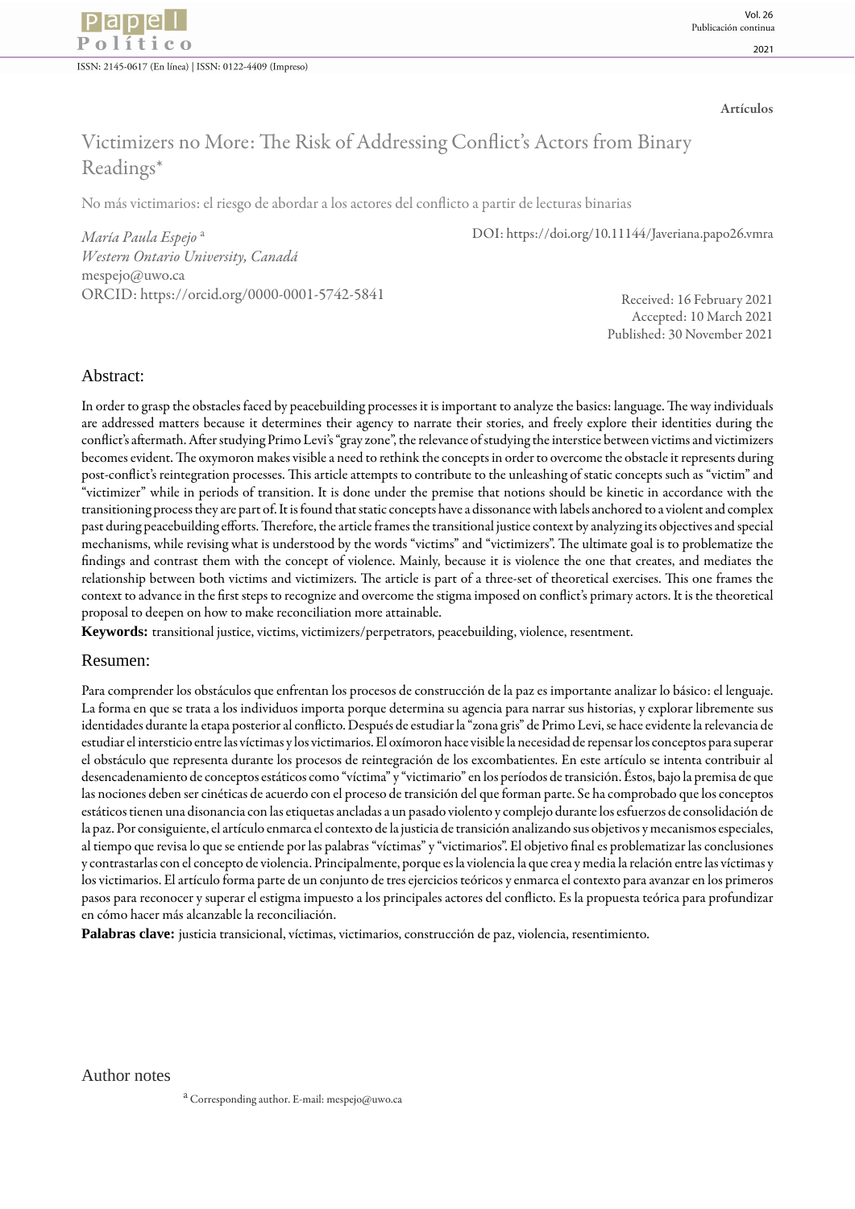Artículos

# Victimizers no More: The Risk of Addressing Conflict's Actors from Binary Readings*

No más victimarios: el riesgo de abordar a los actores del conflicto a partir de lecturas binarias

*María Paula Espejo* [a]
*Western Ontario University, Canadá*
mespejo@uwo.ca
ORCID: https://orcid.org/0000-0001-5742-5841

DOI: https://doi.org/10.11144/Javeriana.papo26.vmra

Received: 16 February 2021
Accepted: 10 March 2021
Published: 30 November 2021

## Abstract:

In order to grasp the obstacles faced by peacebuilding processes it is important to analyze the basics: language. The way individuals are addressed matters because it determines their agency to narrate their stories, and freely explore their identities during the conflict's aftermath. After studying Primo Levi's "gray zone", the relevance of studying the interstice between victims and victimizers becomes evident. The oxymoron makes visible a need to rethink the concepts in order to overcome the obstacle it represents during post-conflict's reintegration processes. This article attempts to contribute to the unleashing of static concepts such as "victim" and "victimizer" while in periods of transition. It is done under the premise that notions should be kinetic in accordance with the transitioning process they are part of. It is found that static concepts have a dissonance with labels anchored to a violent and complex past during peacebuilding efforts. Therefore, the article frames the transitional justice context by analyzing its objectives and special mechanisms, while revising what is understood by the words "victims" and "victimizers". The ultimate goal is to problematize the findings and contrast them with the concept of violence. Mainly, because it is violence the one that creates, and mediates the relationship between both victims and victimizers. The article is part of a three-set of theoretical exercises. This one frames the context to advance in the first steps to recognize and overcome the stigma imposed on conflict's primary actors. It is the theoretical proposal to deepen on how to make reconciliation more attainable.

**Keywords:** transitional justice, victims, victimizers/perpetrators, peacebuilding, violence, resentment.

## Resumen:

Para comprender los obstáculos que enfrentan los procesos de construcción de la paz es importante analizar lo básico: el lenguaje. La forma en que se trata a los individuos importa porque determina su agencia para narrar sus historias, y explorar libremente sus identidades durante la etapa posterior al conflicto. Después de estudiar la "zona gris" de Primo Levi, se hace evidente la relevancia de estudiar el intersticio entre las víctimas y los victimarios. El oxímoron hace visible la necesidad de repensar los conceptos para superar el obstáculo que representa durante los procesos de reintegración de los excombatientes. En este artículo se intenta contribuir al desencadenamiento de conceptos estáticos como "víctima" y "victimario" en los períodos de transición. Éstos, bajo la premisa de que las nociones deben ser cinéticas de acuerdo con el proceso de transición del que forman parte. Se ha comprobado que los conceptos estáticos tienen una disonancia con las etiquetas ancladas a un pasado violento y complejo durante los esfuerzos de consolidación de la paz. Por consiguiente, el artículo enmarca el contexto de la justicia de transición analizando sus objetivos y mecanismos especiales, al tiempo que revisa lo que se entiende por las palabras "víctimas" y "victimarios". El objetivo final es problematizar las conclusiones y contrastarlas con el concepto de violencia. Principalmente, porque es la violencia la que crea y media la relación entre las víctimas y los victimarios. El artículo forma parte de un conjunto de tres ejercicios teóricos y enmarca el contexto para avanzar en los primeros pasos para reconocer y superar el estigma impuesto a los principales actores del conflicto. Es la propuesta teórica para profundizar en cómo hacer más alcanzable la reconciliación.

**Palabras clave:** justicia transicional, víctimas, victimarios, construcción de paz, violencia, resentimiento.

## Author notes

[a] Corresponding author. E-mail: mespejo@uwo.ca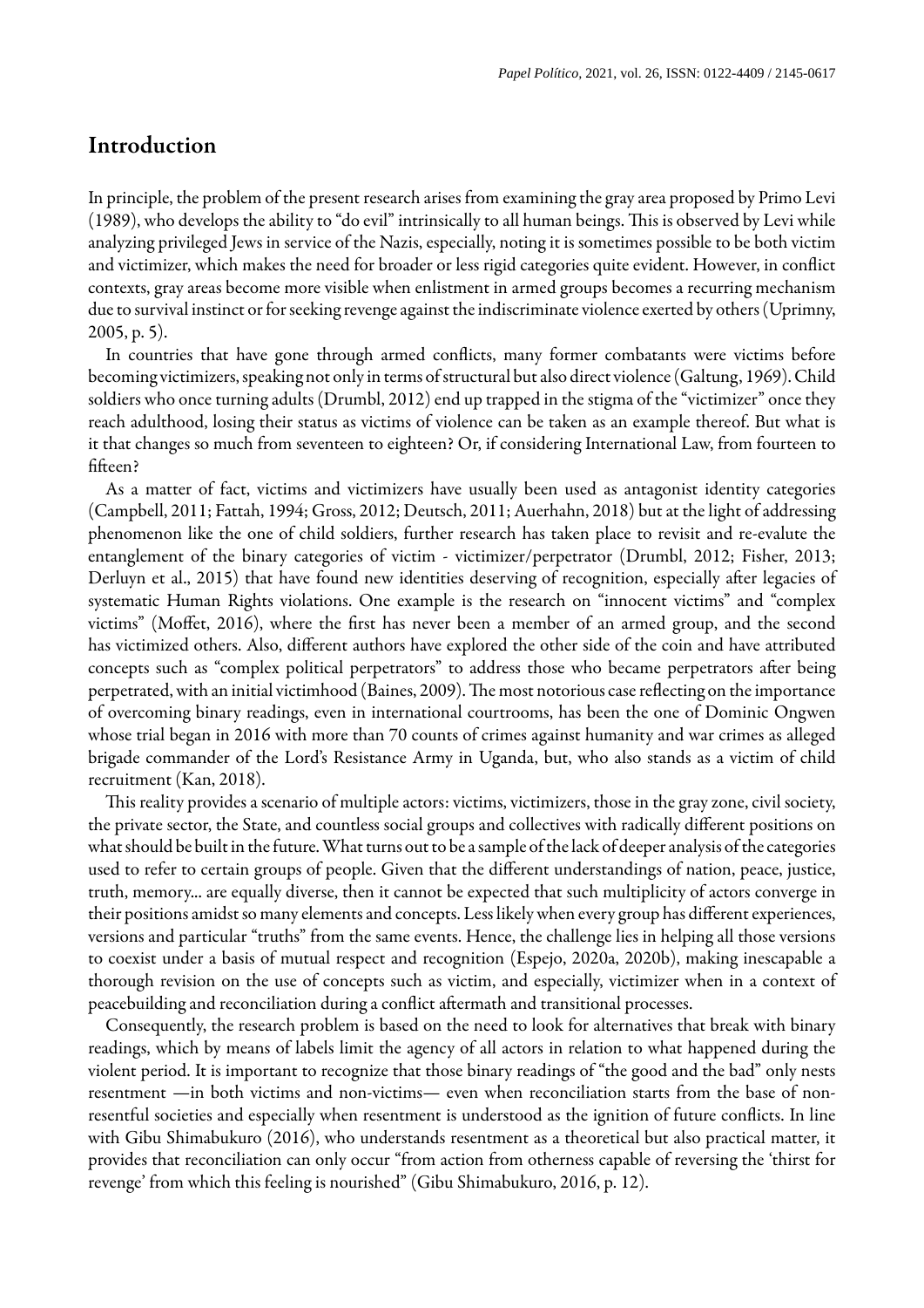## Introduction

In principle, the problem of the present research arises from examining the gray area proposed by Primo Levi (1989), who develops the ability to "do evil" intrinsically to all human beings. This is observed by Levi while analyzing privileged Jews in service of the Nazis, especially, noting it is sometimes possible to be both victim and victimizer, which makes the need for broader or less rigid categories quite evident. However, in conflict contexts, gray areas become more visible when enlistment in armed groups becomes a recurring mechanism due to survival instinct or for seeking revenge against the indiscriminate violence exerted by others (Uprimny, 2005, p. 5).

In countries that have gone through armed conflicts, many former combatants were victims before becoming victimizers, speaking not only in terms of structural but also direct violence (Galtung, 1969). Child soldiers who once turning adults (Drumbl, 2012) end up trapped in the stigma of the "victimizer" once they reach adulthood, losing their status as victims of violence can be taken as an example thereof. But what is it that changes so much from seventeen to eighteen? Or, if considering International Law, from fourteen to fifteen?

As a matter of fact, victims and victimizers have usually been used as antagonist identity categories (Campbell, 2011; Fattah, 1994; Gross, 2012; Deutsch, 2011; Auerhahn, 2018) but at the light of addressing phenomenon like the one of child soldiers, further research has taken place to revisit and re-evalute the entanglement of the binary categories of victim - victimizer/perpetrator (Drumbl, 2012; Fisher, 2013; Derluyn et al., 2015) that have found new identities deserving of recognition, especially after legacies of systematic Human Rights violations. One example is the research on "innocent victims" and "complex victims" (Moffet, 2016), where the first has never been a member of an armed group, and the second has victimized others. Also, different authors have explored the other side of the coin and have attributed concepts such as "complex political perpetrators" to address those who became perpetrators after being perpetrated, with an initial victimhood (Baines, 2009). The most notorious case reflecting on the importance of overcoming binary readings, even in international courtrooms, has been the one of Dominic Ongwen whose trial began in 2016 with more than 70 counts of crimes against humanity and war crimes as alleged brigade commander of the Lord's Resistance Army in Uganda, but, who also stands as a victim of child recruitment (Kan, 2018).

This reality provides a scenario of multiple actors: victims, victimizers, those in the gray zone, civil society, the private sector, the State, and countless social groups and collectives with radically different positions on what should be built in the future. What turns out to be a sample of the lack of deeper analysis of the categories used to refer to certain groups of people. Given that the different understandings of nation, peace, justice, truth, memory... are equally diverse, then it cannot be expected that such multiplicity of actors converge in their positions amidst so many elements and concepts. Less likely when every group has different experiences, versions and particular "truths" from the same events. Hence, the challenge lies in helping all those versions to coexist under a basis of mutual respect and recognition (Espejo, 2020a, 2020b), making inescapable a thorough revision on the use of concepts such as victim, and especially, victimizer when in a context of peacebuilding and reconciliation during a conflict aftermath and transitional processes.

Consequently, the research problem is based on the need to look for alternatives that break with binary readings, which by means of labels limit the agency of all actors in relation to what happened during the violent period. It is important to recognize that those binary readings of "the good and the bad" only nests resentment —in both victims and non-victims— even when reconciliation starts from the base of non-resentful societies and especially when resentment is understood as the ignition of future conflicts. In line with Gibu Shimabukuro (2016), who understands resentment as a theoretical but also practical matter, it provides that reconciliation can only occur "from action from otherness capable of reversing the 'thirst for revenge' from which this feeling is nourished" (Gibu Shimabukuro, 2016, p. 12).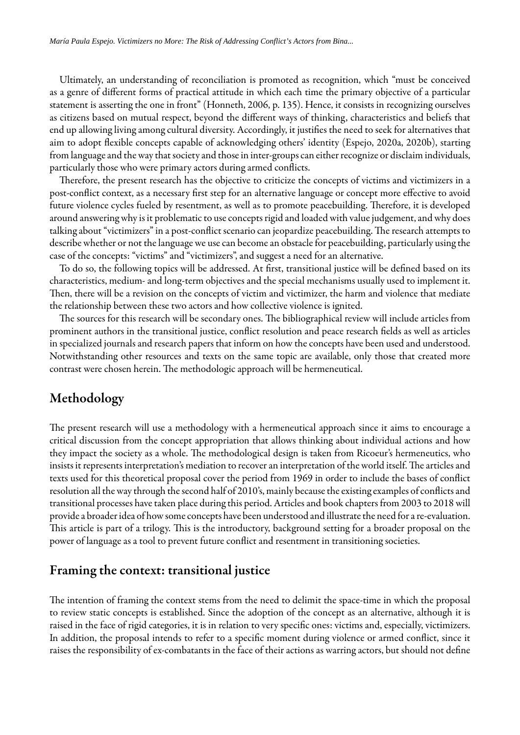Ultimately, an understanding of reconciliation is promoted as recognition, which "must be conceived as a genre of different forms of practical attitude in which each time the primary objective of a particular statement is asserting the one in front" (Honneth, 2006, p. 135). Hence, it consists in recognizing ourselves as citizens based on mutual respect, beyond the different ways of thinking, characteristics and beliefs that end up allowing living among cultural diversity. Accordingly, it justifies the need to seek for alternatives that aim to adopt flexible concepts capable of acknowledging others' identity (Espejo, 2020a, 2020b), starting from language and the way that society and those in inter-groups can either recognize or disclaim individuals, particularly those who were primary actors during armed conflicts.

Therefore, the present research has the objective to criticize the concepts of victims and victimizers in a post-conflict context, as a necessary first step for an alternative language or concept more effective to avoid future violence cycles fueled by resentment, as well as to promote peacebuilding. Therefore, it is developed around answering why is it problematic to use concepts rigid and loaded with value judgement, and why does talking about "victimizers" in a post-conflict scenario can jeopardize peacebuilding. The research attempts to describe whether or not the language we use can become an obstacle for peacebuilding, particularly using the case of the concepts: "victims" and "victimizers", and suggest a need for an alternative.

To do so, the following topics will be addressed. At first, transitional justice will be defined based on its characteristics, medium- and long-term objectives and the special mechanisms usually used to implement it. Then, there will be a revision on the concepts of victim and victimizer, the harm and violence that mediate the relationship between these two actors and how collective violence is ignited.

The sources for this research will be secondary ones. The bibliographical review will include articles from prominent authors in the transitional justice, conflict resolution and peace research fields as well as articles in specialized journals and research papers that inform on how the concepts have been used and understood. Notwithstanding other resources and texts on the same topic are available, only those that created more contrast were chosen herein. The methodologic approach will be hermeneutical.

## Methodology

The present research will use a methodology with a hermeneutical approach since it aims to encourage a critical discussion from the concept appropriation that allows thinking about individual actions and how they impact the society as a whole. The methodological design is taken from Ricoeur's hermeneutics, who insists it represents interpretation's mediation to recover an interpretation of the world itself. The articles and texts used for this theoretical proposal cover the period from 1969 in order to include the bases of conflict resolution all the way through the second half of 2010's, mainly because the existing examples of conflicts and transitional processes have taken place during this period. Articles and book chapters from 2003 to 2018 will provide a broader idea of how some concepts have been understood and illustrate the need for a re-evaluation. This article is part of a trilogy. This is the introductory, background setting for a broader proposal on the power of language as a tool to prevent future conflict and resentment in transitioning societies.

## Framing the context: transitional justice

The intention of framing the context stems from the need to delimit the space-time in which the proposal to review static concepts is established. Since the adoption of the concept as an alternative, although it is raised in the face of rigid categories, it is in relation to very specific ones: victims and, especially, victimizers. In addition, the proposal intends to refer to a specific moment during violence or armed conflict, since it raises the responsibility of ex-combatants in the face of their actions as warring actors, but should not define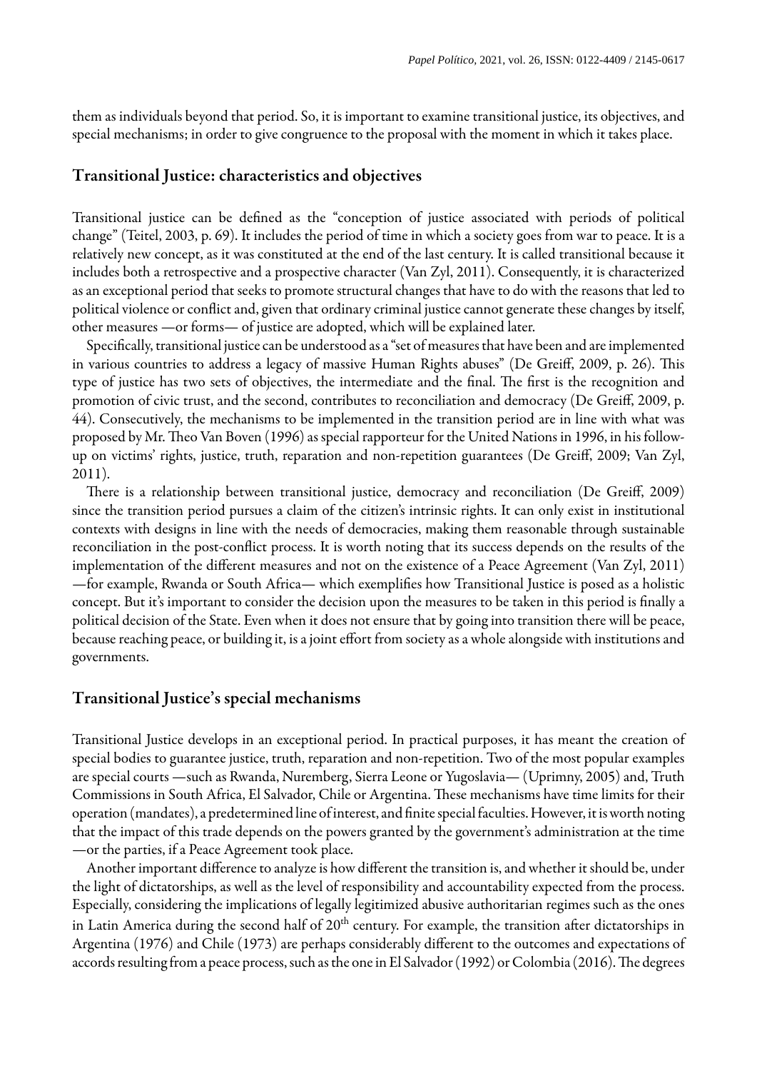them as individuals beyond that period. So, it is important to examine transitional justice, its objectives, and special mechanisms; in order to give congruence to the proposal with the moment in which it takes place.

## Transitional Justice: characteristics and objectives

Transitional justice can be defined as the "conception of justice associated with periods of political change" (Teitel, 2003, p. 69). It includes the period of time in which a society goes from war to peace. It is a relatively new concept, as it was constituted at the end of the last century. It is called transitional because it includes both a retrospective and a prospective character (Van Zyl, 2011). Consequently, it is characterized as an exceptional period that seeks to promote structural changes that have to do with the reasons that led to political violence or conflict and, given that ordinary criminal justice cannot generate these changes by itself, other measures —or forms— of justice are adopted, which will be explained later.

Specifically, transitional justice can be understood as a "set of measures that have been and are implemented in various countries to address a legacy of massive Human Rights abuses" (De Greiff, 2009, p. 26). This type of justice has two sets of objectives, the intermediate and the final. The first is the recognition and promotion of civic trust, and the second, contributes to reconciliation and democracy (De Greiff, 2009, p. 44). Consecutively, the mechanisms to be implemented in the transition period are in line with what was proposed by Mr. Theo Van Boven (1996) as special rapporteur for the United Nations in 1996, in his follow-up on victims' rights, justice, truth, reparation and non-repetition guarantees (De Greiff, 2009; Van Zyl, 2011).

There is a relationship between transitional justice, democracy and reconciliation (De Greiff, 2009) since the transition period pursues a claim of the citizen's intrinsic rights. It can only exist in institutional contexts with designs in line with the needs of democracies, making them reasonable through sustainable reconciliation in the post-conflict process. It is worth noting that its success depends on the results of the implementation of the different measures and not on the existence of a Peace Agreement (Van Zyl, 2011) —for example, Rwanda or South Africa— which exemplifies how Transitional Justice is posed as a holistic concept. But it's important to consider the decision upon the measures to be taken in this period is finally a political decision of the State. Even when it does not ensure that by going into transition there will be peace, because reaching peace, or building it, is a joint effort from society as a whole alongside with institutions and governments.

## Transitional Justice's special mechanisms

Transitional Justice develops in an exceptional period. In practical purposes, it has meant the creation of special bodies to guarantee justice, truth, reparation and non-repetition. Two of the most popular examples are special courts —such as Rwanda, Nuremberg, Sierra Leone or Yugoslavia— (Uprimny, 2005) and, Truth Commissions in South Africa, El Salvador, Chile or Argentina. These mechanisms have time limits for their operation (mandates), a predetermined line of interest, and finite special faculties. However, it is worth noting that the impact of this trade depends on the powers granted by the government's administration at the time —or the parties, if a Peace Agreement took place.

Another important difference to analyze is how different the transition is, and whether it should be, under the light of dictatorships, as well as the level of responsibility and accountability expected from the process. Especially, considering the implications of legally legitimized abusive authoritarian regimes such as the ones in Latin America during the second half of 20th century. For example, the transition after dictatorships in Argentina (1976) and Chile (1973) are perhaps considerably different to the outcomes and expectations of accords resulting from a peace process, such as the one in El Salvador (1992) or Colombia (2016). The degrees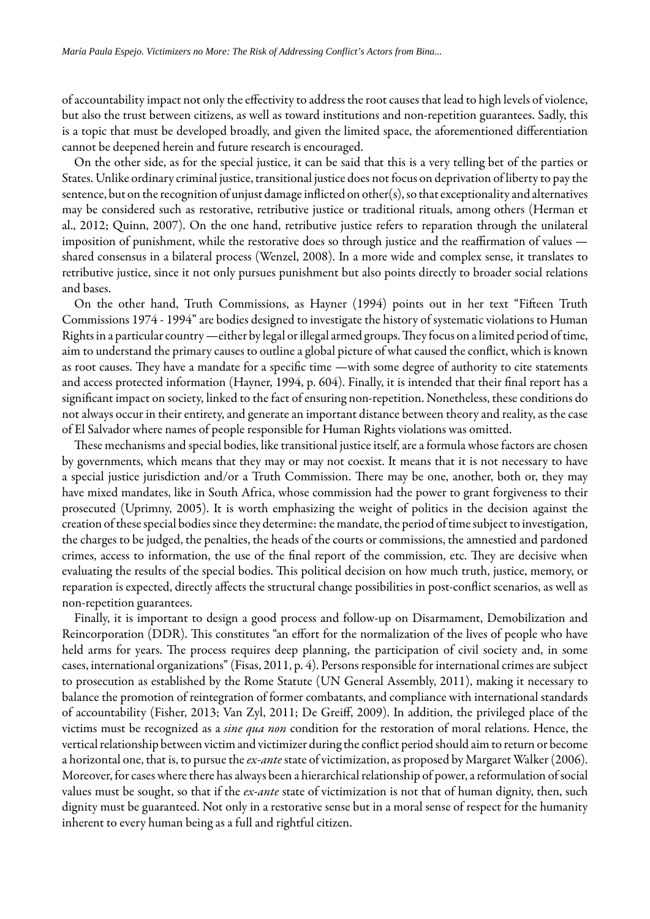of accountability impact not only the effectivity to address the root causes that lead to high levels of violence, but also the trust between citizens, as well as toward institutions and non-repetition guarantees. Sadly, this is a topic that must be developed broadly, and given the limited space, the aforementioned differentiation cannot be deepened herein and future research is encouraged.

On the other side, as for the special justice, it can be said that this is a very telling bet of the parties or States. Unlike ordinary criminal justice, transitional justice does not focus on deprivation of liberty to pay the sentence, but on the recognition of unjust damage inflicted on other(s), so that exceptionality and alternatives may be considered such as restorative, retributive justice or traditional rituals, among others (Herman et al., 2012; Quinn, 2007). On the one hand, retributive justice refers to reparation through the unilateral imposition of punishment, while the restorative does so through justice and the reaffirmation of values — shared consensus in a bilateral process (Wenzel, 2008). In a more wide and complex sense, it translates to retributive justice, since it not only pursues punishment but also points directly to broader social relations and bases.

On the other hand, Truth Commissions, as Hayner (1994) points out in her text "Fifteen Truth Commissions 1974 - 1994" are bodies designed to investigate the history of systematic violations to Human Rights in a particular country —either by legal or illegal armed groups. They focus on a limited period of time, aim to understand the primary causes to outline a global picture of what caused the conflict, which is known as root causes. They have a mandate for a specific time —with some degree of authority to cite statements and access protected information (Hayner, 1994, p. 604). Finally, it is intended that their final report has a significant impact on society, linked to the fact of ensuring non-repetition. Nonetheless, these conditions do not always occur in their entirety, and generate an important distance between theory and reality, as the case of El Salvador where names of people responsible for Human Rights violations was omitted.

These mechanisms and special bodies, like transitional justice itself, are a formula whose factors are chosen by governments, which means that they may or may not coexist. It means that it is not necessary to have a special justice jurisdiction and/or a Truth Commission. There may be one, another, both or, they may have mixed mandates, like in South Africa, whose commission had the power to grant forgiveness to their prosecuted (Uprimny, 2005). It is worth emphasizing the weight of politics in the decision against the creation of these special bodies since they determine: the mandate, the period of time subject to investigation, the charges to be judged, the penalties, the heads of the courts or commissions, the amnestied and pardoned crimes, access to information, the use of the final report of the commission, etc. They are decisive when evaluating the results of the special bodies. This political decision on how much truth, justice, memory, or reparation is expected, directly affects the structural change possibilities in post-conflict scenarios, as well as non-repetition guarantees.

Finally, it is important to design a good process and follow-up on Disarmament, Demobilization and Reincorporation (DDR). This constitutes "an effort for the normalization of the lives of people who have held arms for years. The process requires deep planning, the participation of civil society and, in some cases, international organizations" (Fisas, 2011, p. 4). Persons responsible for international crimes are subject to prosecution as established by the Rome Statute (UN General Assembly, 2011), making it necessary to balance the promotion of reintegration of former combatants, and compliance with international standards of accountability (Fisher, 2013; Van Zyl, 2011; De Greiff, 2009). In addition, the privileged place of the victims must be recognized as a *sine qua non* condition for the restoration of moral relations. Hence, the vertical relationship between victim and victimizer during the conflict period should aim to return or become a horizontal one, that is, to pursue the *ex-ante* state of victimization, as proposed by Margaret Walker (2006). Moreover, for cases where there has always been a hierarchical relationship of power, a reformulation of social values must be sought, so that if the *ex-ante* state of victimization is not that of human dignity, then, such dignity must be guaranteed. Not only in a restorative sense but in a moral sense of respect for the humanity inherent to every human being as a full and rightful citizen.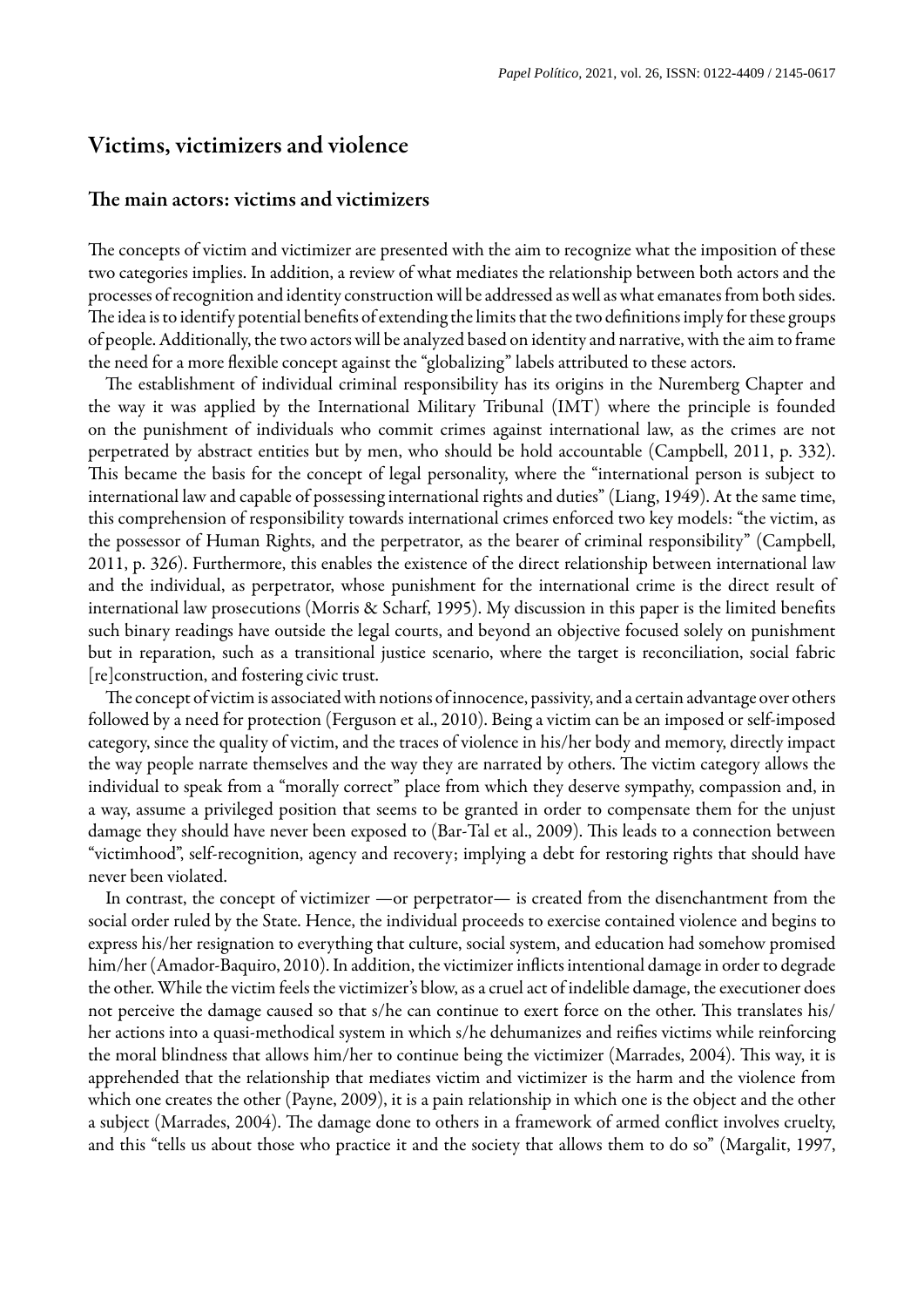## Victims, victimizers and violence

### The main actors: victims and victimizers

The concepts of victim and victimizer are presented with the aim to recognize what the imposition of these two categories implies. In addition, a review of what mediates the relationship between both actors and the processes of recognition and identity construction will be addressed as well as what emanates from both sides. The idea is to identify potential benefits of extending the limits that the two definitions imply for these groups of people. Additionally, the two actors will be analyzed based on identity and narrative, with the aim to frame the need for a more flexible concept against the "globalizing" labels attributed to these actors.

The establishment of individual criminal responsibility has its origins in the Nuremberg Chapter and the way it was applied by the International Military Tribunal (IMT) where the principle is founded on the punishment of individuals who commit crimes against international law, as the crimes are not perpetrated by abstract entities but by men, who should be hold accountable (Campbell, 2011, p. 332). This became the basis for the concept of legal personality, where the "international person is subject to international law and capable of possessing international rights and duties" (Liang, 1949). At the same time, this comprehension of responsibility towards international crimes enforced two key models: "the victim, as the possessor of Human Rights, and the perpetrator, as the bearer of criminal responsibility" (Campbell, 2011, p. 326). Furthermore, this enables the existence of the direct relationship between international law and the individual, as perpetrator, whose punishment for the international crime is the direct result of international law prosecutions (Morris & Scharf, 1995). My discussion in this paper is the limited benefits such binary readings have outside the legal courts, and beyond an objective focused solely on punishment but in reparation, such as a transitional justice scenario, where the target is reconciliation, social fabric [re]construction, and fostering civic trust.

The concept of victim is associated with notions of innocence, passivity, and a certain advantage over others followed by a need for protection (Ferguson et al., 2010). Being a victim can be an imposed or self-imposed category, since the quality of victim, and the traces of violence in his/her body and memory, directly impact the way people narrate themselves and the way they are narrated by others. The victim category allows the individual to speak from a "morally correct" place from which they deserve sympathy, compassion and, in a way, assume a privileged position that seems to be granted in order to compensate them for the unjust damage they should have never been exposed to (Bar-Tal et al., 2009). This leads to a connection between "victimhood", self-recognition, agency and recovery; implying a debt for restoring rights that should have never been violated.

In contrast, the concept of victimizer —or perpetrator— is created from the disenchantment from the social order ruled by the State. Hence, the individual proceeds to exercise contained violence and begins to express his/her resignation to everything that culture, social system, and education had somehow promised him/her (Amador-Baquiro, 2010). In addition, the victimizer inflicts intentional damage in order to degrade the other. While the victim feels the victimizer's blow, as a cruel act of indelible damage, the executioner does not perceive the damage caused so that s/he can continue to exert force on the other. This translates his/her actions into a quasi-methodical system in which s/he dehumanizes and reifies victims while reinforcing the moral blindness that allows him/her to continue being the victimizer (Marrades, 2004). This way, it is apprehended that the relationship that mediates victim and victimizer is the harm and the violence from which one creates the other (Payne, 2009), it is a pain relationship in which one is the object and the other a subject (Marrades, 2004). The damage done to others in a framework of armed conflict involves cruelty, and this "tells us about those who practice it and the society that allows them to do so" (Margalit, 1997,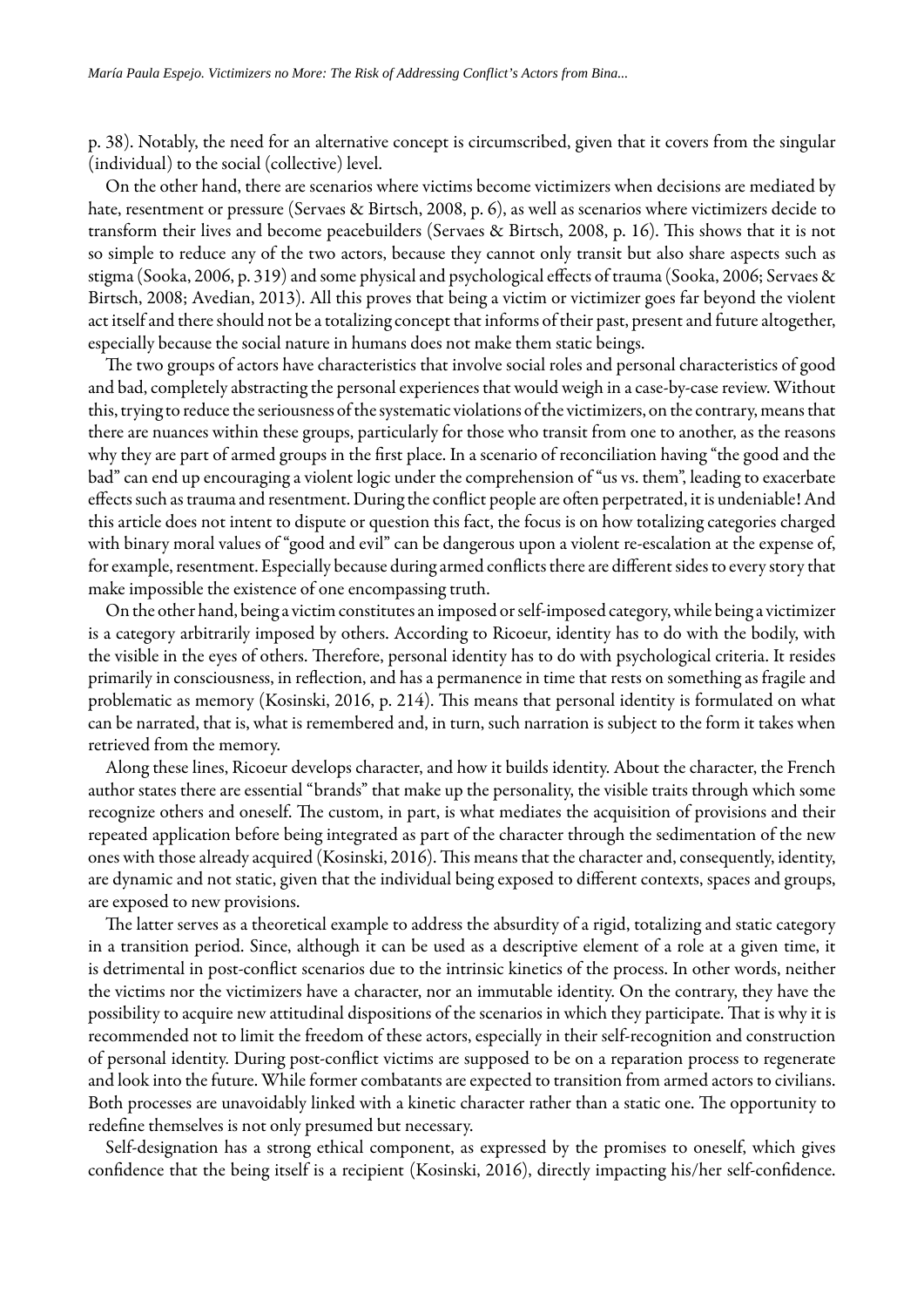p. 38). Notably, the need for an alternative concept is circumscribed, given that it covers from the singular (individual) to the social (collective) level.

On the other hand, there are scenarios where victims become victimizers when decisions are mediated by hate, resentment or pressure (Servaes & Birtsch, 2008, p. 6), as well as scenarios where victimizers decide to transform their lives and become peacebuilders (Servaes & Birtsch, 2008, p. 16). This shows that it is not so simple to reduce any of the two actors, because they cannot only transit but also share aspects such as stigma (Sooka, 2006, p. 319) and some physical and psychological effects of trauma (Sooka, 2006; Servaes & Birtsch, 2008; Avedian, 2013). All this proves that being a victim or victimizer goes far beyond the violent act itself and there should not be a totalizing concept that informs of their past, present and future altogether, especially because the social nature in humans does not make them static beings.

The two groups of actors have characteristics that involve social roles and personal characteristics of good and bad, completely abstracting the personal experiences that would weigh in a case-by-case review. Without this, trying to reduce the seriousness of the systematic violations of the victimizers, on the contrary, means that there are nuances within these groups, particularly for those who transit from one to another, as the reasons why they are part of armed groups in the first place. In a scenario of reconciliation having "the good and the bad" can end up encouraging a violent logic under the comprehension of "us vs. them", leading to exacerbate effects such as trauma and resentment. During the conflict people are often perpetrated, it is undeniable! And this article does not intent to dispute or question this fact, the focus is on how totalizing categories charged with binary moral values of "good and evil" can be dangerous upon a violent re-escalation at the expense of, for example, resentment. Especially because during armed conflicts there are different sides to every story that make impossible the existence of one encompassing truth.

On the other hand, being a victim constitutes an imposed or self-imposed category, while being a victimizer is a category arbitrarily imposed by others. According to Ricoeur, identity has to do with the bodily, with the visible in the eyes of others. Therefore, personal identity has to do with psychological criteria. It resides primarily in consciousness, in reflection, and has a permanence in time that rests on something as fragile and problematic as memory (Kosinski, 2016, p. 214). This means that personal identity is formulated on what can be narrated, that is, what is remembered and, in turn, such narration is subject to the form it takes when retrieved from the memory.

Along these lines, Ricoeur develops character, and how it builds identity. About the character, the French author states there are essential "brands" that make up the personality, the visible traits through which some recognize others and oneself. The custom, in part, is what mediates the acquisition of provisions and their repeated application before being integrated as part of the character through the sedimentation of the new ones with those already acquired (Kosinski, 2016). This means that the character and, consequently, identity, are dynamic and not static, given that the individual being exposed to different contexts, spaces and groups, are exposed to new provisions.

The latter serves as a theoretical example to address the absurdity of a rigid, totalizing and static category in a transition period. Since, although it can be used as a descriptive element of a role at a given time, it is detrimental in post-conflict scenarios due to the intrinsic kinetics of the process. In other words, neither the victims nor the victimizers have a character, nor an immutable identity. On the contrary, they have the possibility to acquire new attitudinal dispositions of the scenarios in which they participate. That is why it is recommended not to limit the freedom of these actors, especially in their self-recognition and construction of personal identity. During post-conflict victims are supposed to be on a reparation process to regenerate and look into the future. While former combatants are expected to transition from armed actors to civilians. Both processes are unavoidably linked with a kinetic character rather than a static one. The opportunity to redefine themselves is not only presumed but necessary.

Self-designation has a strong ethical component, as expressed by the promises to oneself, which gives confidence that the being itself is a recipient (Kosinski, 2016), directly impacting his/her self-confidence.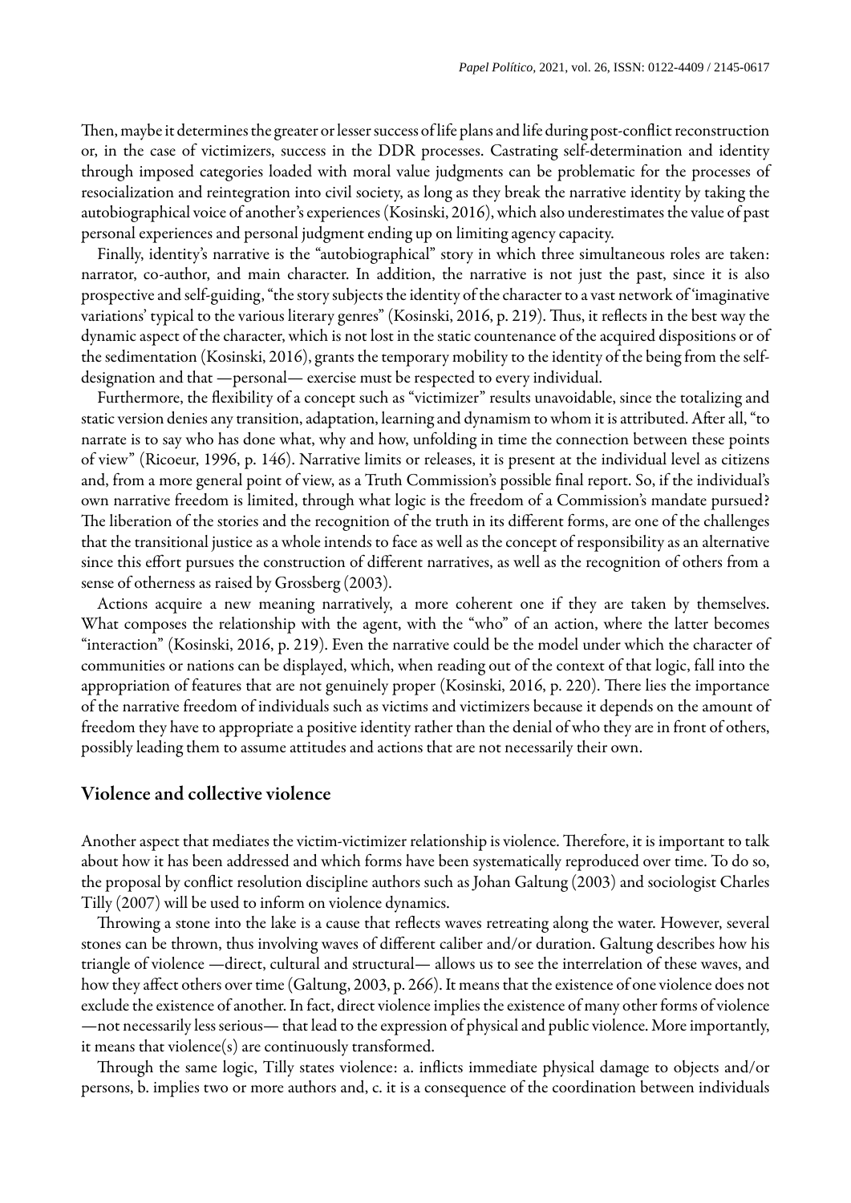Then, maybe it determines the greater or lesser success of life plans and life during post-conflict reconstruction or, in the case of victimizers, success in the DDR processes. Castrating self-determination and identity through imposed categories loaded with moral value judgments can be problematic for the processes of resocialization and reintegration into civil society, as long as they break the narrative identity by taking the autobiographical voice of another's experiences (Kosinski, 2016), which also underestimates the value of past personal experiences and personal judgment ending up on limiting agency capacity.

Finally, identity's narrative is the "autobiographical" story in which three simultaneous roles are taken: narrator, co-author, and main character. In addition, the narrative is not just the past, since it is also prospective and self-guiding, "the story subjects the identity of the character to a vast network of 'imaginative variations' typical to the various literary genres" (Kosinski, 2016, p. 219). Thus, it reflects in the best way the dynamic aspect of the character, which is not lost in the static countenance of the acquired dispositions or of the sedimentation (Kosinski, 2016), grants the temporary mobility to the identity of the being from the self-designation and that —personal— exercise must be respected to every individual.

Furthermore, the flexibility of a concept such as "victimizer" results unavoidable, since the totalizing and static version denies any transition, adaptation, learning and dynamism to whom it is attributed. After all, "to narrate is to say who has done what, why and how, unfolding in time the connection between these points of view" (Ricoeur, 1996, p. 146). Narrative limits or releases, it is present at the individual level as citizens and, from a more general point of view, as a Truth Commission's possible final report. So, if the individual's own narrative freedom is limited, through what logic is the freedom of a Commission's mandate pursued? The liberation of the stories and the recognition of the truth in its different forms, are one of the challenges that the transitional justice as a whole intends to face as well as the concept of responsibility as an alternative since this effort pursues the construction of different narratives, as well as the recognition of others from a sense of otherness as raised by Grossberg (2003).

Actions acquire a new meaning narratively, a more coherent one if they are taken by themselves. What composes the relationship with the agent, with the "who" of an action, where the latter becomes "interaction" (Kosinski, 2016, p. 219). Even the narrative could be the model under which the character of communities or nations can be displayed, which, when reading out of the context of that logic, fall into the appropriation of features that are not genuinely proper (Kosinski, 2016, p. 220). There lies the importance of the narrative freedom of individuals such as victims and victimizers because it depends on the amount of freedom they have to appropriate a positive identity rather than the denial of who they are in front of others, possibly leading them to assume attitudes and actions that are not necessarily their own.

## Violence and collective violence

Another aspect that mediates the victim-victimizer relationship is violence. Therefore, it is important to talk about how it has been addressed and which forms have been systematically reproduced over time. To do so, the proposal by conflict resolution discipline authors such as Johan Galtung (2003) and sociologist Charles Tilly (2007) will be used to inform on violence dynamics.

Throwing a stone into the lake is a cause that reflects waves retreating along the water. However, several stones can be thrown, thus involving waves of different caliber and/or duration. Galtung describes how his triangle of violence —direct, cultural and structural— allows us to see the interrelation of these waves, and how they affect others over time (Galtung, 2003, p. 266). It means that the existence of one violence does not exclude the existence of another. In fact, direct violence implies the existence of many other forms of violence —not necessarily less serious— that lead to the expression of physical and public violence. More importantly, it means that violence(s) are continuously transformed.

Through the same logic, Tilly states violence: a. inflicts immediate physical damage to objects and/or persons, b. implies two or more authors and, c. it is a consequence of the coordination between individuals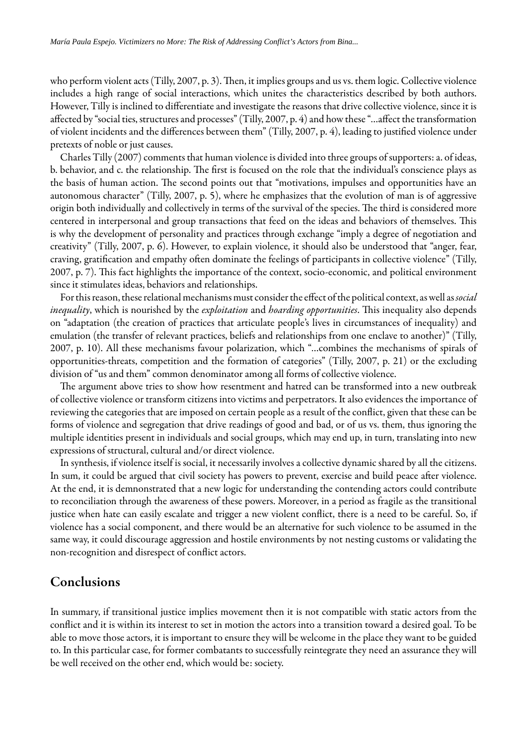who perform violent acts (Tilly, 2007, p. 3). Then, it implies groups and us vs. them logic. Collective violence includes a high range of social interactions, which unites the characteristics described by both authors. However, Tilly is inclined to differentiate and investigate the reasons that drive collective violence, since it is affected by "social ties, structures and processes" (Tilly, 2007, p. 4) and how these "...affect the transformation of violent incidents and the differences between them" (Tilly, 2007, p. 4), leading to justified violence under pretexts of noble or just causes.

Charles Tilly (2007) comments that human violence is divided into three groups of supporters: a. of ideas, b. behavior, and c. the relationship. The first is focused on the role that the individual's conscience plays as the basis of human action. The second points out that "motivations, impulses and opportunities have an autonomous character" (Tilly, 2007, p. 5), where he emphasizes that the evolution of man is of aggressive origin both individually and collectively in terms of the survival of the species. The third is considered more centered in interpersonal and group transactions that feed on the ideas and behaviors of themselves. This is why the development of personality and practices through exchange "imply a degree of negotiation and creativity" (Tilly, 2007, p. 6). However, to explain violence, it should also be understood that "anger, fear, craving, gratification and empathy often dominate the feelings of participants in collective violence" (Tilly, 2007, p. 7). This fact highlights the importance of the context, socio-economic, and political environment since it stimulates ideas, behaviors and relationships.

For this reason, these relational mechanisms must consider the effect of the political context, as well as *social inequality*, which is nourished by the *exploitation* and *hoarding opportunities*. This inequality also depends on "adaptation (the creation of practices that articulate people's lives in circumstances of inequality) and emulation (the transfer of relevant practices, beliefs and relationships from one enclave to another)" (Tilly, 2007, p. 10). All these mechanisms favour polarization, which "...combines the mechanisms of spirals of opportunities-threats, competition and the formation of categories" (Tilly, 2007, p. 21) or the excluding division of "us and them" common denominator among all forms of collective violence.

The argument above tries to show how resentment and hatred can be transformed into a new outbreak of collective violence or transform citizens into victims and perpetrators. It also evidences the importance of reviewing the categories that are imposed on certain people as a result of the conflict, given that these can be forms of violence and segregation that drive readings of good and bad, or of us vs. them, thus ignoring the multiple identities present in individuals and social groups, which may end up, in turn, translating into new expressions of structural, cultural and/or direct violence.

In synthesis, if violence itself is social, it necessarily involves a collective dynamic shared by all the citizens. In sum, it could be argued that civil society has powers to prevent, exercise and build peace after violence. At the end, it is demnonstrated that a new logic for understanding the contending actors could contribute to reconciliation through the awareness of these powers. Moreover, in a period as fragile as the transitional justice when hate can easily escalate and trigger a new violent conflict, there is a need to be careful. So, if violence has a social component, and there would be an alternative for such violence to be assumed in the same way, it could discourage aggression and hostile environments by not nesting customs or validating the non-recognition and disrespect of conflict actors.

## Conclusions

In summary, if transitional justice implies movement then it is not compatible with static actors from the conflict and it is within its interest to set in motion the actors into a transition toward a desired goal. To be able to move those actors, it is important to ensure they will be welcome in the place they want to be guided to. In this particular case, for former combatants to successfully reintegrate they need an assurance they will be well received on the other end, which would be: society.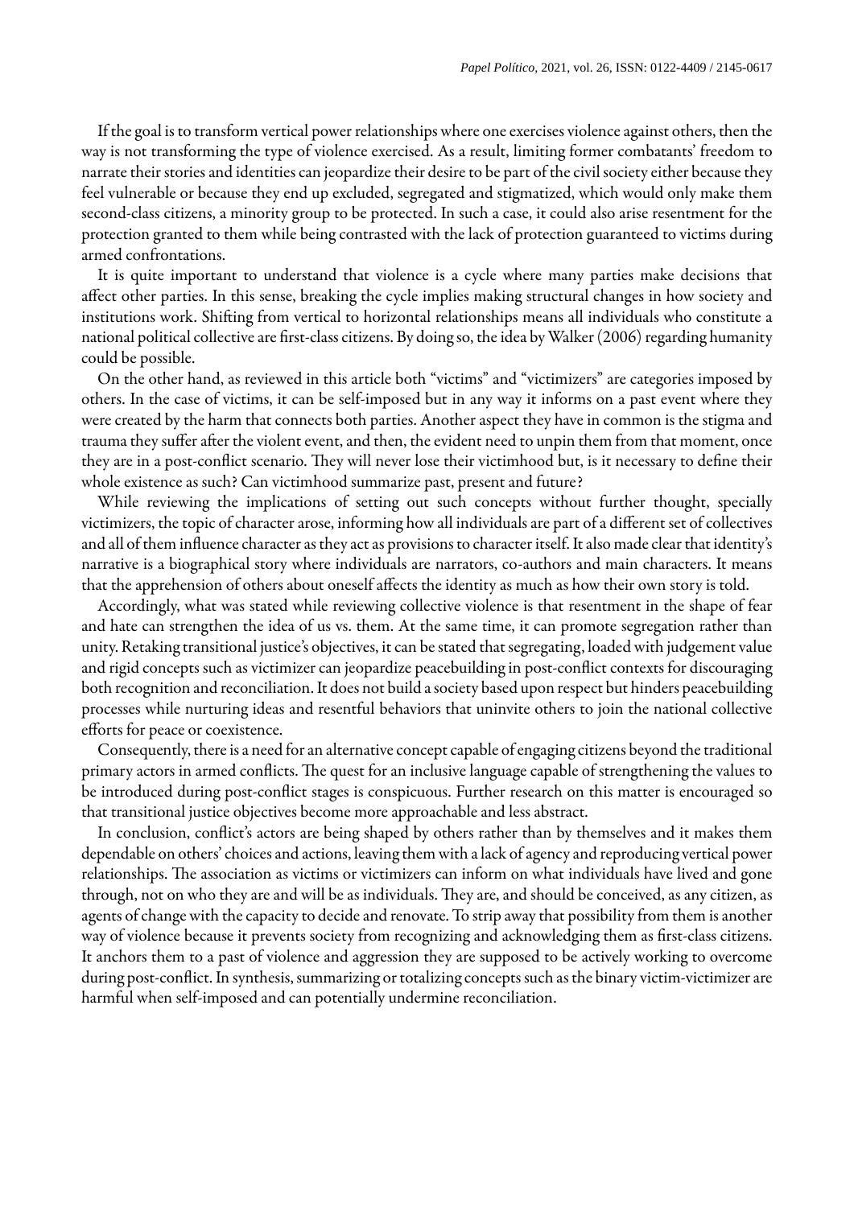If the goal is to transform vertical power relationships where one exercises violence against others, then the way is not transforming the type of violence exercised. As a result, limiting former combatants' freedom to narrate their stories and identities can jeopardize their desire to be part of the civil society either because they feel vulnerable or because they end up excluded, segregated and stigmatized, which would only make them second-class citizens, a minority group to be protected. In such a case, it could also arise resentment for the protection granted to them while being contrasted with the lack of protection guaranteed to victims during armed confrontations.

It is quite important to understand that violence is a cycle where many parties make decisions that affect other parties. In this sense, breaking the cycle implies making structural changes in how society and institutions work. Shifting from vertical to horizontal relationships means all individuals who constitute a national political collective are first-class citizens. By doing so, the idea by Walker (2006) regarding humanity could be possible.

On the other hand, as reviewed in this article both "victims" and "victimizers" are categories imposed by others. In the case of victims, it can be self-imposed but in any way it informs on a past event where they were created by the harm that connects both parties. Another aspect they have in common is the stigma and trauma they suffer after the violent event, and then, the evident need to unpin them from that moment, once they are in a post-conflict scenario. They will never lose their victimhood but, is it necessary to define their whole existence as such? Can victimhood summarize past, present and future?

While reviewing the implications of setting out such concepts without further thought, specially victimizers, the topic of character arose, informing how all individuals are part of a different set of collectives and all of them influence character as they act as provisions to character itself. It also made clear that identity's narrative is a biographical story where individuals are narrators, co-authors and main characters. It means that the apprehension of others about oneself affects the identity as much as how their own story is told.

Accordingly, what was stated while reviewing collective violence is that resentment in the shape of fear and hate can strengthen the idea of us vs. them. At the same time, it can promote segregation rather than unity. Retaking transitional justice's objectives, it can be stated that segregating, loaded with judgement value and rigid concepts such as victimizer can jeopardize peacebuilding in post-conflict contexts for discouraging both recognition and reconciliation. It does not build a society based upon respect but hinders peacebuilding processes while nurturing ideas and resentful behaviors that uninvite others to join the national collective efforts for peace or coexistence.

Consequently, there is a need for an alternative concept capable of engaging citizens beyond the traditional primary actors in armed conflicts. The quest for an inclusive language capable of strengthening the values to be introduced during post-conflict stages is conspicuous. Further research on this matter is encouraged so that transitional justice objectives become more approachable and less abstract.

In conclusion, conflict's actors are being shaped by others rather than by themselves and it makes them dependable on others' choices and actions, leaving them with a lack of agency and reproducing vertical power relationships. The association as victims or victimizers can inform on what individuals have lived and gone through, not on who they are and will be as individuals. They are, and should be conceived, as any citizen, as agents of change with the capacity to decide and renovate. To strip away that possibility from them is another way of violence because it prevents society from recognizing and acknowledging them as first-class citizens. It anchors them to a past of violence and aggression they are supposed to be actively working to overcome during post-conflict. In synthesis, summarizing or totalizing concepts such as the binary victim-victimizer are harmful when self-imposed and can potentially undermine reconciliation.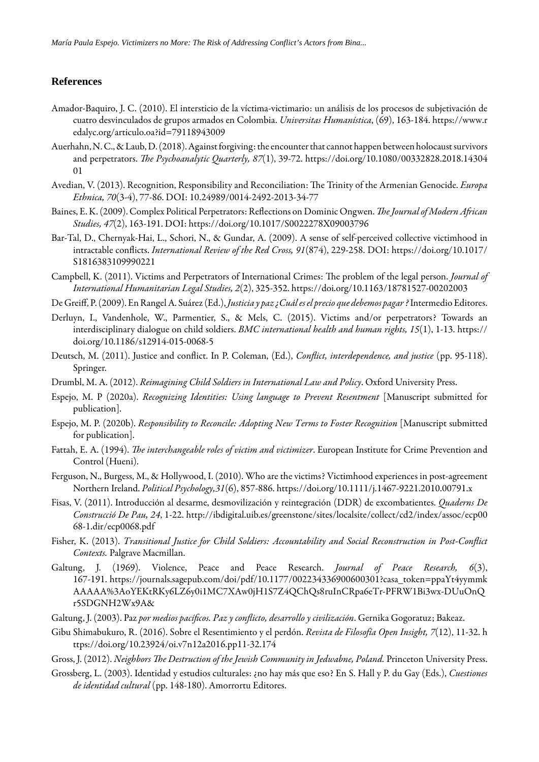## References

Amador-Baquiro, J. C. (2010). El intersticio de la víctima-victimario: un análisis de los procesos de subjetivación de cuatro desvinculados de grupos armados en Colombia. *Universitas Humanística*, (69), 163-184. https://www.redalyc.org/articulo.oa?id=79118943009

Auerhahn, N. C., & Laub, D. (2018). Against forgiving: the encounter that cannot happen between holocaust survivors and perpetrators. *The Psychoanalytic Quarterly, 87*(1), 39-72. https://doi.org/10.1080/00332828.2018.1430401

Avedian, V. (2013). Recognition, Responsibility and Reconciliation: The Trinity of the Armenian Genocide. *Europa Ethnica, 70*(3-4), 77-86. DOI: 10.24989/0014-2492-2013-34-77

Baines, E. K. (2009). Complex Political Perpetrators: Reflections on Dominic Ongwen. *The Journal of Modern African Studies, 47*(2), 163-191. DOI: https://doi.org/10.1017/S0022278X09003796

Bar-Tal, D., Chernyak-Hai, L., Schori, N., & Gundar, A. (2009). A sense of self-perceived collective victimhood in intractable conflicts. *International Review of the Red Cross, 91*(874), 229-258. DOI: https://doi.org/10.1017/S1816383109990221

Campbell, K. (2011). Victims and Perpetrators of International Crimes: The problem of the legal person. *Journal of International Humanitarian Legal Studies, 2*(2), 325-352. https://doi.org/10.1163/18781527-00202003

De Greiff, P. (2009). En Rangel A. Suárez (Ed.), *Justicia y paz ¿Cuál es el precio que debemos pagar ?* Intermedio Editores.

Derluyn, I., Vandenhole, W., Parmentier, S., & Mels, C. (2015). Victims and/or perpetrators? Towards an interdisciplinary dialogue on child soldiers. *BMC international health and human rights, 15*(1), 1-13. https://doi.org/10.1186/s12914-015-0068-5

Deutsch, M. (2011). Justice and conflict. In P. Coleman, (Ed.), *Conflict, interdependence, and justice* (pp. 95-118). Springer.

Drumbl, M. A. (2012). *Reimagining Child Soldiers in International Law and Policy*. Oxford University Press.

Espejo, M. P (2020a). *Recognizing Identities: Using language to Prevent Resentment* [Manuscript submitted for publication].

Espejo, M. P. (2020b). *Responsibility to Reconcile: Adopting New Terms to Foster Recognition* [Manuscript submitted for publication].

Fattah, E. A. (1994). *The interchangeable roles of victim and victimizer*. European Institute for Crime Prevention and Control (Hueni).

Ferguson, N., Burgess, M., & Hollywood, I. (2010). Who are the victims? Victimhood experiences in post-agreement Northern Ireland. *Political Psychology,31*(6), 857-886. https://doi.org/10.1111/j.1467-9221.2010.00791.x

Fisas, V. (2011). Introducción al desarme, desmovilización y reintegración (DDR) de excombatientes. *Quaderns De Construcció De Pau, 24*, 1-22. http://ibdigital.uib.es/greenstone/sites/localsite/collect/cd2/index/assoc/ecp0068-1.dir/ecp0068.pdf

Fisher, K. (2013). *Transitional Justice for Child Soldiers: Accountability and Social Reconstruction in Post-Conflict Contexts.* Palgrave Macmillan.

Galtung, J. (1969). Violence, Peace and Peace Research. *Journal of Peace Research, 6*(3), 167-191. https://journals.sagepub.com/doi/pdf/10.1177/002234336900600301?casa_token=ppaYt4yymmkAAAAA%3AoYEKtRKy6LZ6y0i1MC7XAw0jH1S7Z4QChQs8ruInCRpa6eTr-PFRW1Bi3wx-DUuOnQr5SDGNH2Wx9A&

Galtung, J. (2003). Paz *por medios pacíficos. Paz y conflicto, desarrollo y civilización*. Gernika Gogoratuz; Bakeaz.

Gibu Shimabukuro, R. (2016). Sobre el Resentimiento y el perdón. *Revista de Filosofía Open Insight, 7*(12), 11-32. https://doi.org/10.23924/oi.v7n12a2016.pp11-32.174

Gross, J. (2012). *Neighbors The Destruction of the Jewish Community in Jedwabne, Poland.* Princeton University Press.

Grossberg, L. (2003). Identidad y estudios culturales: ¿no hay más que eso? En S. Hall y P. du Gay (Eds.), *Cuestiones de identidad cultural* (pp. 148-180). Amorrortu Editores.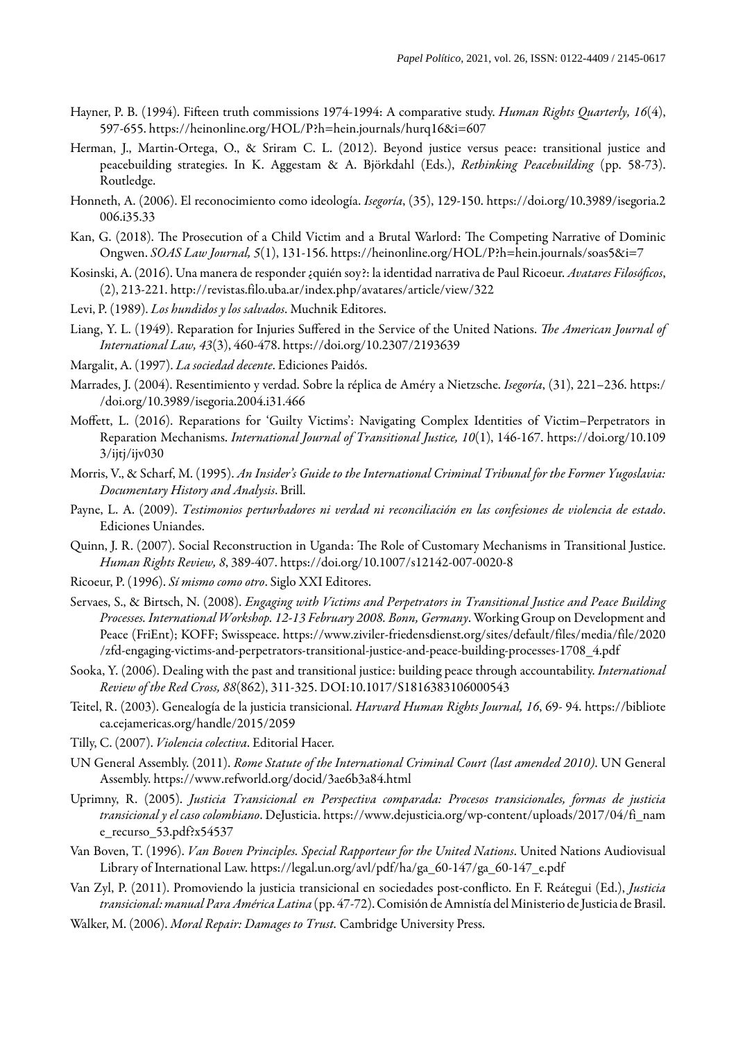Hayner, P. B. (1994). Fifteen truth commissions 1974-1994: A comparative study. *Human Rights Quarterly, 16*(4), 597-655. https://heinonline.org/HOL/P?h=hein.journals/hurq16&i=607

Herman, J., Martin-Ortega, O., & Sriram C. L. (2012). Beyond justice versus peace: transitional justice and peacebuilding strategies. In K. Aggestam & A. Björkdahl (Eds.), *Rethinking Peacebuilding* (pp. 58-73). Routledge.

Honneth, A. (2006). El reconocimiento como ideología. *Isegoría*, (35), 129-150. https://doi.org/10.3989/isegoria.2006.i35.33

Kan, G. (2018). The Prosecution of a Child Victim and a Brutal Warlord: The Competing Narrative of Dominic Ongwen. *SOAS Law Journal, 5*(1), 131-156. https://heinonline.org/HOL/P?h=hein.journals/soas5&i=7

Kosinski, A. (2016). Una manera de responder ¿quién soy?: la identidad narrativa de Paul Ricoeur. *Avatares Filosóficos*, (2), 213-221. http://revistas.filo.uba.ar/index.php/avatares/article/view/322

Levi, P. (1989). *Los hundidos y los salvados*. Muchnik Editores.

Liang, Y. L. (1949). Reparation for Injuries Suffered in the Service of the United Nations. *The American Journal of International Law, 43*(3), 460-478. https://doi.org/10.2307/2193639

Margalit, A. (1997). *La sociedad decente*. Ediciones Paidós.

Marrades, J. (2004). Resentimiento y verdad. Sobre la réplica de Améry a Nietzsche. *Isegoría*, (31), 221–236. https://doi.org/10.3989/isegoria.2004.i31.466

Moffett, L. (2016). Reparations for 'Guilty Victims': Navigating Complex Identities of Victim–Perpetrators in Reparation Mechanisms. *International Journal of Transitional Justice, 10*(1), 146-167. https://doi.org/10.1093/ijtj/ijv030

Morris, V., & Scharf, M. (1995). *An Insider's Guide to the International Criminal Tribunal for the Former Yugoslavia: Documentary History and Analysis*. Brill.

Payne, L. A. (2009). *Testimonios perturbadores ni verdad ni reconciliación en las confesiones de violencia de estado*. Ediciones Uniandes.

Quinn, J. R. (2007). Social Reconstruction in Uganda: The Role of Customary Mechanisms in Transitional Justice. *Human Rights Review, 8*, 389-407. https://doi.org/10.1007/s12142-007-0020-8

Ricoeur, P. (1996). *Sí mismo como otro*. Siglo XXI Editores.

Servaes, S., & Birtsch, N. (2008). *Engaging with Victims and Perpetrators in Transitional Justice and Peace Building Processes. International Workshop. 12-13 February 2008. Bonn, Germany*. Working Group on Development and Peace (FriEnt); KOFF; Swisspeace. https://www.ziviler-friedensdienst.org/sites/default/files/media/file/2020/zfd-engaging-victims-and-perpetrators-transitional-justice-and-peace-building-processes-1708_4.pdf

Sooka, Y. (2006). Dealing with the past and transitional justice: building peace through accountability. *International Review of the Red Cross, 88*(862), 311-325. DOI:10.1017/S1816383106000543

Teitel, R. (2003). Genealogía de la justicia transicional. *Harvard Human Rights Journal, 16*, 69- 94. https://biblioteca.cejamericas.org/handle/2015/2059

Tilly, C. (2007). *Violencia colectiva*. Editorial Hacer.

UN General Assembly. (2011). *Rome Statute of the International Criminal Court (last amended 2010)*. UN General Assembly. https://www.refworld.org/docid/3ae6b3a84.html

Uprimny, R. (2005). *Justicia Transicional en Perspectiva comparada: Procesos transicionales, formas de justicia transicional y el caso colombiano*. DeJusticia. https://www.dejusticia.org/wp-content/uploads/2017/04/fi_name_recurso_53.pdf?x54537

Van Boven, T. (1996). *Van Boven Principles. Special Rapporteur for the United Nations*. United Nations Audiovisual Library of International Law. https://legal.un.org/avl/pdf/ha/ga_60-147/ga_60-147_e.pdf

Van Zyl, P. (2011). Promoviendo la justicia transicional en sociedades post-conflicto. En F. Reátegui (Ed.), *Justicia transicional: manual Para América Latina* (pp. 47-72). Comisión de Amnistía del Ministerio de Justicia de Brasil.

Walker, M. (2006). *Moral Repair: Damages to Trust.* Cambridge University Press.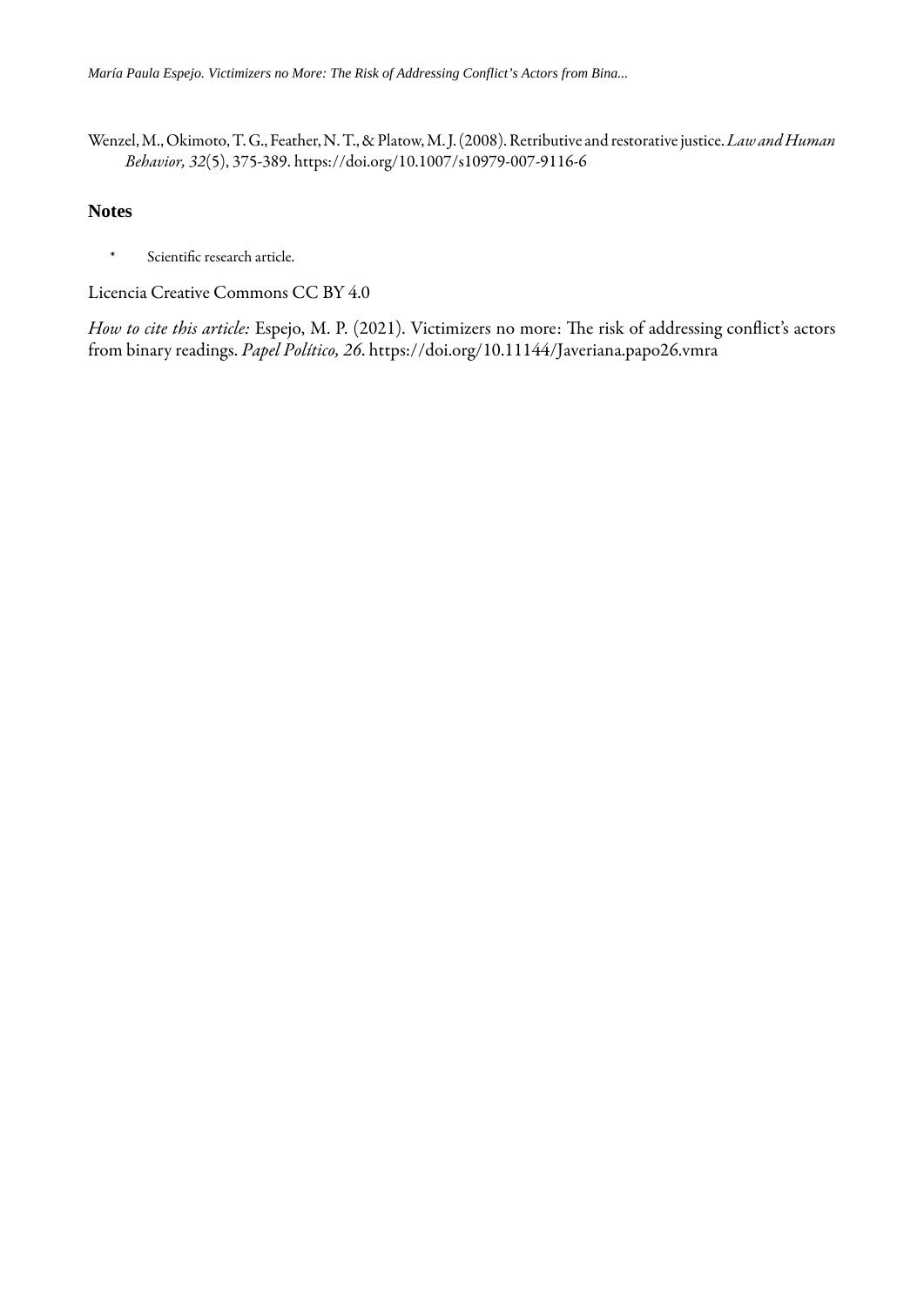Wenzel, M., Okimoto, T. G., Feather, N. T., & Platow, M. J. (2008). Retributive and restorative justice. *Law and Human Behavior, 32*(5), 375-389. https://doi.org/10.1007/s10979-007-9116-6

## Notes

\* Scientific research article.

Licencia Creative Commons CC BY 4.0

*How to cite this article:* Espejo, M. P. (2021). Victimizers no more: The risk of addressing conflict's actors from binary readings. *Papel Político, 26*. https://doi.org/10.11144/Javeriana.papo26.vmra